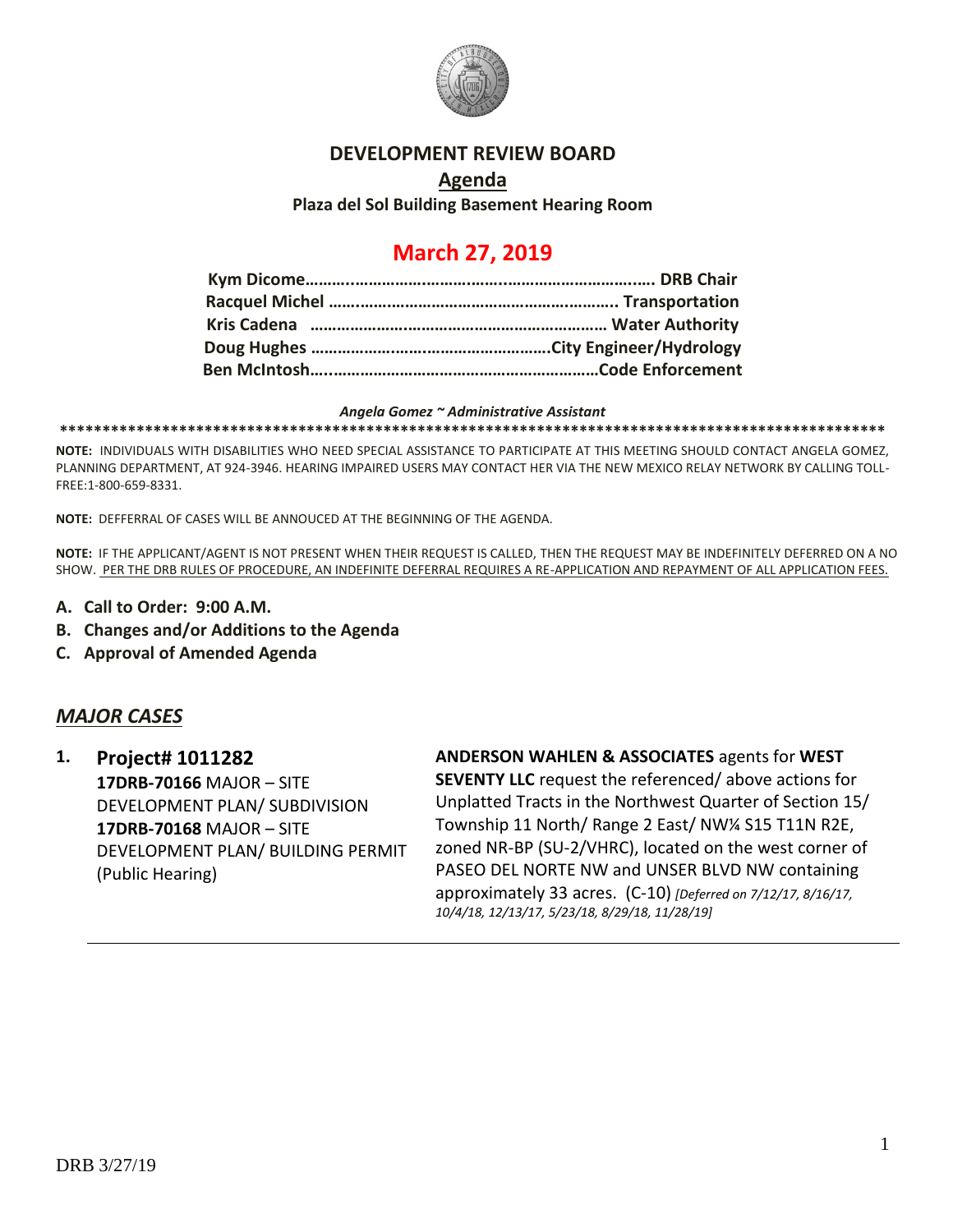# DEVELOPMENT REVIEW BOARD

## Agenda

**Plaza del Sol Building Basement Hearing Room**

## March 27, 2019

**Kym Dicome………………………………………………………………. DRB Chair**
**Racquel Michel ……………………………………………………….. Transportation**
**Kris Cadena …………………………………………………………… Water Authority**
**Doug Hughes ……………………………………………….City Engineer/Hydrology**
**Ben McIntosh…..…………………………………………………Code Enforcement**

***Angela Gomez ~ Administrative Assistant***

**\*\*\*\*\*\*\*\*\*\*\*\*\*\*\*\*\*\*\*\*\*\*\*\*\*\*\*\*\*\*\*\*\*\*\*\*\*\*\*\*\*\*\*\*\*\*\*\*\*\*\*\*\*\*\*\*\*\*\*\*\*\*\*\*\*\*\*\*\*\*\*\*\*\*\*\*\*\*\*\*\*\*\*\*\*\*\*\*\*\*\*\*\*\*\*\*\*\*\*\***

**NOTE:** INDIVIDUALS WITH DISABILITIES WHO NEED SPECIAL ASSISTANCE TO PARTICIPATE AT THIS MEETING SHOULD CONTACT ANGELA GOMEZ, PLANNING DEPARTMENT, AT 924-3946. HEARING IMPAIRED USERS MAY CONTACT HER VIA THE NEW MEXICO RELAY NETWORK BY CALLING TOLL-FREE:1-800-659-8331.

**NOTE:** DEFFERRAL OF CASES WILL BE ANNOUCED AT THE BEGINNING OF THE AGENDA.

**NOTE:** IF THE APPLICANT/AGENT IS NOT PRESENT WHEN THEIR REQUEST IS CALLED, THEN THE REQUEST MAY BE INDEFINITELY DEFERRED ON A NO SHOW. PER THE DRB RULES OF PROCEDURE, AN INDEFINITE DEFERRAL REQUIRES A RE-APPLICATION AND REPAYMENT OF ALL APPLICATION FEES.

**A. Call to Order: 9:00 A.M.**
**B. Changes and/or Additions to the Agenda**
**C. Approval of Amended Agenda**

## *MAJOR CASES*

**1. Project# 1011282**
**17DRB-70166** MAJOR – SITE DEVELOPMENT PLAN/ SUBDIVISION
**17DRB-70168** MAJOR – SITE DEVELOPMENT PLAN/ BUILDING PERMIT (Public Hearing)

**ANDERSON WAHLEN & ASSOCIATES** agents for **WEST SEVENTY LLC** request the referenced/ above actions for Unplatted Tracts in the Northwest Quarter of Section 15/ Township 11 North/ Range 2 East/ NW¼ S15 T11N R2E, zoned NR-BP (SU-2/VHRC), located on the west corner of PASEO DEL NORTE NW and UNSER BLVD NW containing approximately 33 acres. (C-10) *[Deferred on 7/12/17, 8/16/17, 10/4/18, 12/13/17, 5/23/18, 8/29/18, 11/28/19]*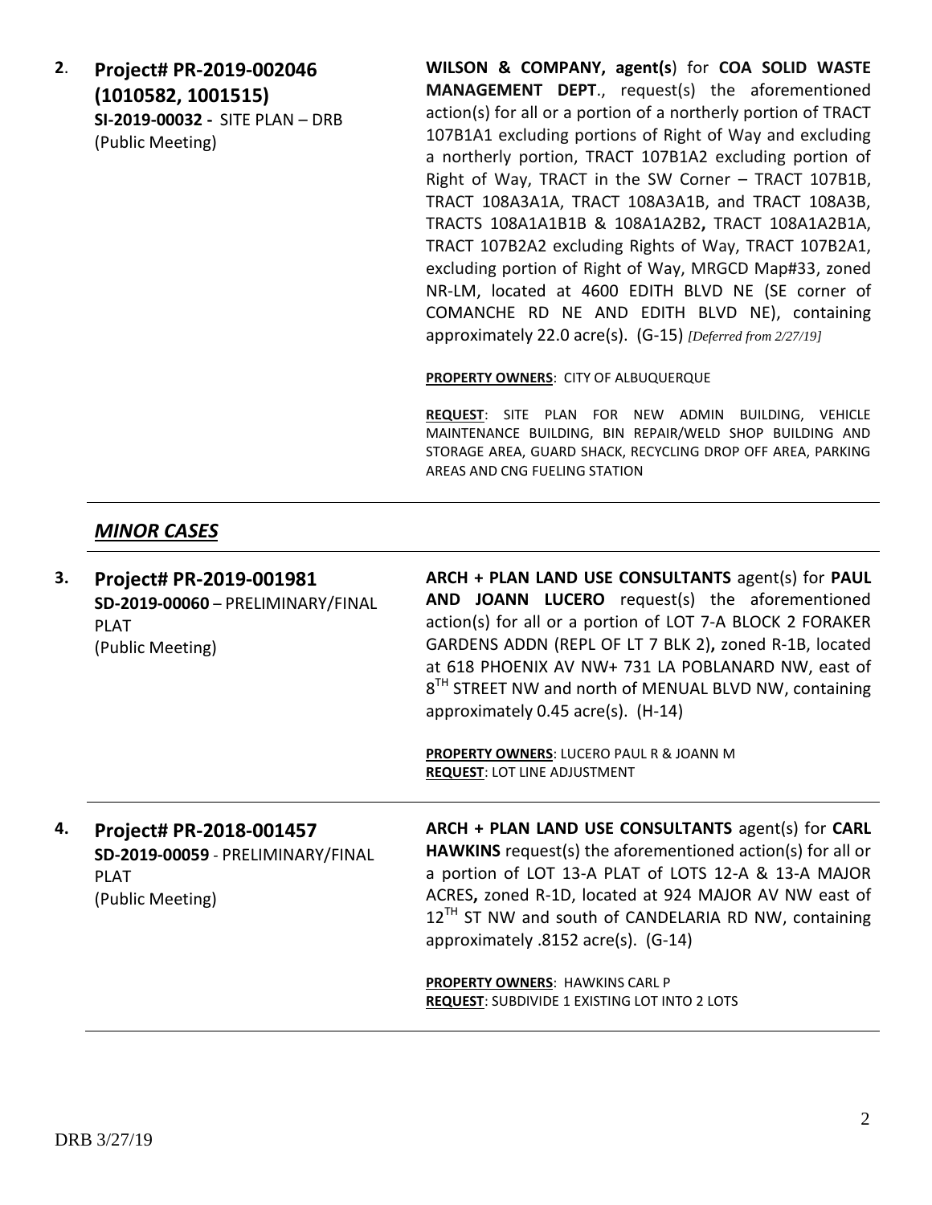**2. Project# PR-2019-002046 (1010582, 1001515)**
**SI-2019-00032 -** SITE PLAN – DRB
(Public Meeting)

**WILSON & COMPANY, agent(s**) for **COA SOLID WASTE MANAGEMENT DEPT**., request(s) the aforementioned action(s) for all or a portion of a northerly portion of TRACT 107B1A1 excluding portions of Right of Way and excluding a northerly portion, TRACT 107B1A2 excluding portion of Right of Way, TRACT in the SW Corner – TRACT 107B1B, TRACT 108A3A1A, TRACT 108A3A1B, and TRACT 108A3B, TRACTS 108A1A1B1B & 108A1A2B2**,** TRACT 108A1A2B1A, TRACT 107B2A2 excluding Rights of Way, TRACT 107B2A1, excluding portion of Right of Way, MRGCD Map#33, zoned NR-LM, located at 4600 EDITH BLVD NE (SE corner of COMANCHE RD NE AND EDITH BLVD NE), containing approximately 22.0 acre(s). (G-15) *[Deferred from 2/27/19]*

**PROPERTY OWNERS**: CITY OF ALBUQUERQUE

**REQUEST**: SITE PLAN FOR NEW ADMIN BUILDING, VEHICLE MAINTENANCE BUILDING, BIN REPAIR/WELD SHOP BUILDING AND STORAGE AREA, GUARD SHACK, RECYCLING DROP OFF AREA, PARKING AREAS AND CNG FUELING STATION

---

## ***MINOR CASES***

---

**3. Project# PR-2019-001981**
**SD-2019-00060** – PRELIMINARY/FINAL PLAT
(Public Meeting)

**ARCH + PLAN LAND USE CONSULTANTS** agent(s) for **PAUL AND JOANN LUCERO** request(s) the aforementioned action(s) for all or a portion of LOT 7-A BLOCK 2 FORAKER GARDENS ADDN (REPL OF LT 7 BLK 2)**,** zoned R-1B, located at 618 PHOENIX AV NW+ 731 LA POBLANARD NW, east of 8$^{TH}$ STREET NW and north of MENUAL BLVD NW, containing approximately 0.45 acre(s). (H-14)

**PROPERTY OWNERS**: LUCERO PAUL R & JOANN M
**REQUEST**: LOT LINE ADJUSTMENT

---

**4. Project# PR-2018-001457**
**SD-2019-00059** - PRELIMINARY/FINAL PLAT
(Public Meeting)

**ARCH + PLAN LAND USE CONSULTANTS** agent(s) for **CARL HAWKINS** request(s) the aforementioned action(s) for all or a portion of LOT 13-A PLAT of LOTS 12-A & 13-A MAJOR ACRES**,** zoned R-1D, located at 924 MAJOR AV NW east of 12$^{TH}$ ST NW and south of CANDELARIA RD NW, containing approximately .8152 acre(s). (G-14)

**PROPERTY OWNERS**: HAWKINS CARL P
**REQUEST**: SUBDIVIDE 1 EXISTING LOT INTO 2 LOTS

---

DRB 3/27/19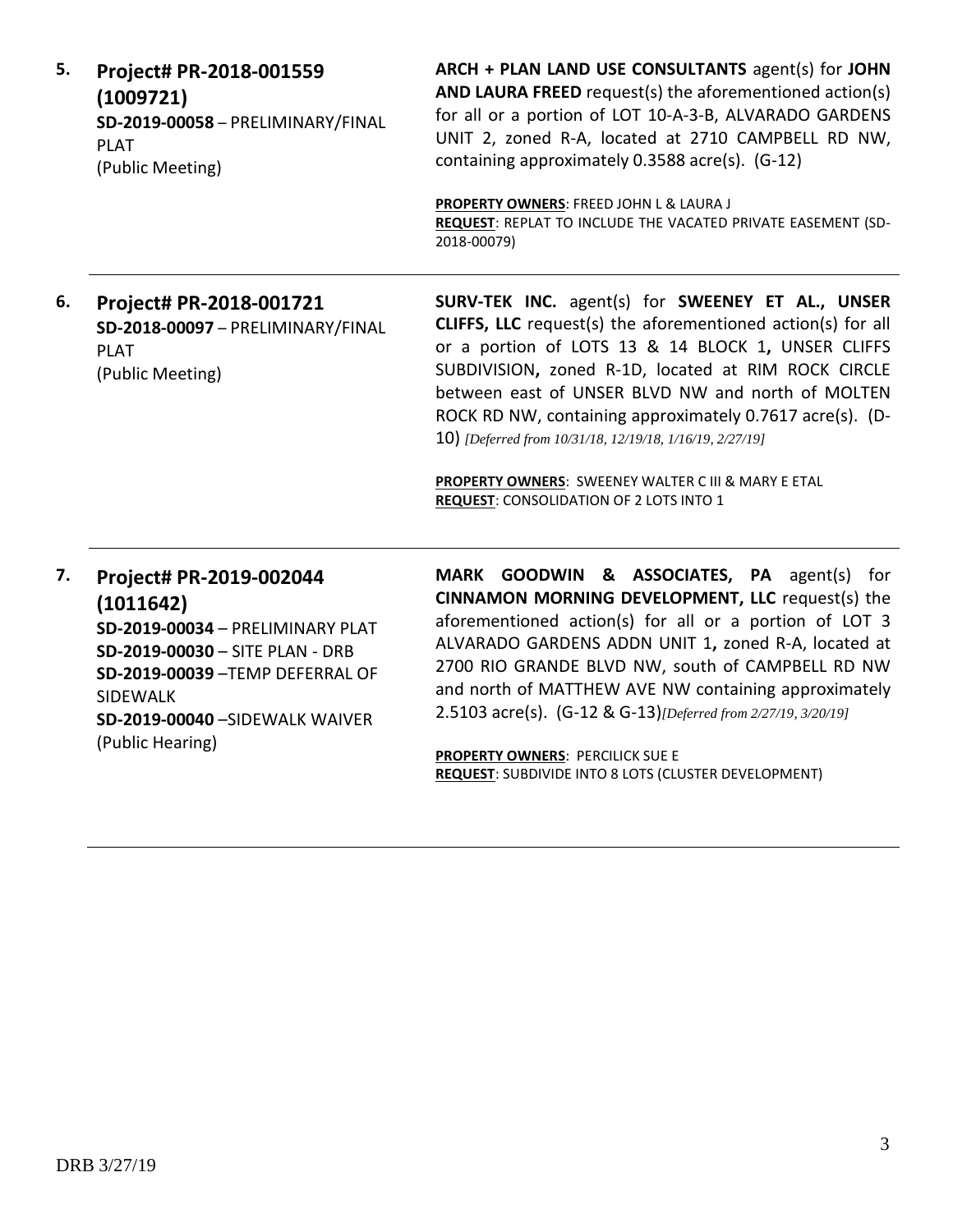**5. Project# PR-2018-001559 (1009721)**
**SD-2019-00058** – PRELIMINARY/FINAL PLAT
(Public Meeting)

**ARCH + PLAN LAND USE CONSULTANTS** agent(s) for **JOHN AND LAURA FREED** request(s) the aforementioned action(s) for all or a portion of LOT 10-A-3-B, ALVARADO GARDENS UNIT 2, zoned R-A, located at 2710 CAMPBELL RD NW, containing approximately 0.3588 acre(s). (G-12)

**PROPERTY OWNERS**: FREED JOHN L & LAURA J
**REQUEST**: REPLAT TO INCLUDE THE VACATED PRIVATE EASEMENT (SD-2018-00079)

---

**6. Project# PR-2018-001721**
**SD-2018-00097** – PRELIMINARY/FINAL PLAT
(Public Meeting)

**SURV-TEK INC.** agent(s) for **SWEENEY ET AL., UNSER CLIFFS, LLC** request(s) the aforementioned action(s) for all or a portion of LOTS 13 & 14 BLOCK 1**,** UNSER CLIFFS SUBDIVISION**,** zoned R-1D, located at RIM ROCK CIRCLE between east of UNSER BLVD NW and north of MOLTEN ROCK RD NW, containing approximately 0.7617 acre(s). (D-10) *[Deferred from 10/31/18, 12/19/18, 1/16/19, 2/27/19]*

**PROPERTY OWNERS**: SWEENEY WALTER C III & MARY E ETAL
**REQUEST**: CONSOLIDATION OF 2 LOTS INTO 1

---

**7. Project# PR-2019-002044 (1011642)**
**SD-2019-00034** – PRELIMINARY PLAT
**SD-2019-00030** – SITE PLAN - DRB
**SD-2019-00039** –TEMP DEFERRAL OF SIDEWALK
**SD-2019-00040** –SIDEWALK WAIVER
(Public Hearing)

**MARK GOODWIN & ASSOCIATES, PA** agent(s) for **CINNAMON MORNING DEVELOPMENT, LLC** request(s) the aforementioned action(s) for all or a portion of LOT 3 ALVARADO GARDENS ADDN UNIT 1**,** zoned R-A, located at 2700 RIO GRANDE BLVD NW, south of CAMPBELL RD NW and north of MATTHEW AVE NW containing approximately 2.5103 acre(s). (G-12 & G-13)*[Deferred from 2/27/19, 3/20/19]*

**PROPERTY OWNERS**: PERCILICK SUE E
**REQUEST**: SUBDIVIDE INTO 8 LOTS (CLUSTER DEVELOPMENT)

---

DRB 3/27/19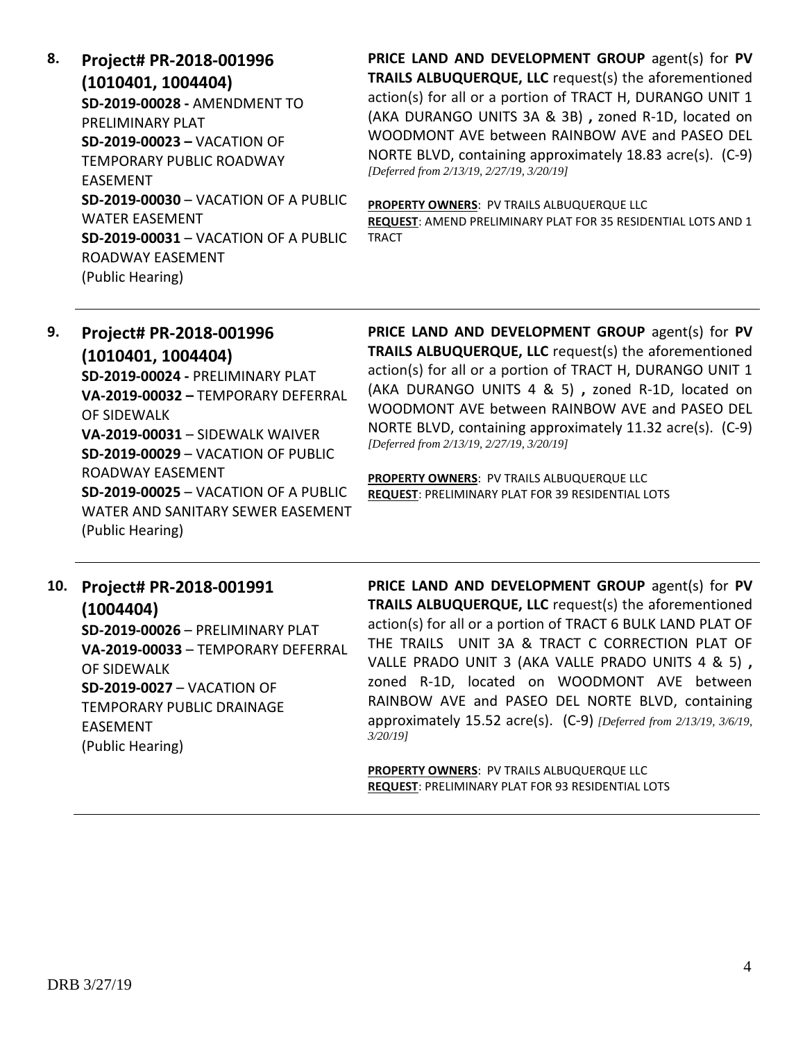**8. Project# PR-2018-001996 (1010401, 1004404)**

**SD-2019-00028 -** AMENDMENT TO PRELIMINARY PLAT
**SD-2019-00023 –** VACATION OF TEMPORARY PUBLIC ROADWAY EASEMENT
**SD-2019-00030** – VACATION OF A PUBLIC WATER EASEMENT
**SD-2019-00031** – VACATION OF A PUBLIC ROADWAY EASEMENT
(Public Hearing)

**PRICE LAND AND DEVELOPMENT GROUP** agent(s) for **PV TRAILS ALBUQUERQUE, LLC** request(s) the aforementioned action(s) for all or a portion of TRACT H, DURANGO UNIT 1 (AKA DURANGO UNITS 3A & 3B) **,** zoned R-1D, located on WOODMONT AVE between RAINBOW AVE and PASEO DEL NORTE BLVD, containing approximately 18.83 acre(s). (C-9) *[Deferred from 2/13/19, 2/27/19, 3/20/19]*

**PROPERTY OWNERS**: PV TRAILS ALBUQUERQUE LLC
**REQUEST**: AMEND PRELIMINARY PLAT FOR 35 RESIDENTIAL LOTS AND 1 TRACT

---

**9. Project# PR-2018-001996 (1010401, 1004404)**

**SD-2019-00024 -** PRELIMINARY PLAT
**VA-2019-00032 –** TEMPORARY DEFERRAL OF SIDEWALK
**VA-2019-00031** – SIDEWALK WAIVER
**SD-2019-00029** – VACATION OF PUBLIC ROADWAY EASEMENT
**SD-2019-00025** – VACATION OF A PUBLIC WATER AND SANITARY SEWER EASEMENT
(Public Hearing)

**PRICE LAND AND DEVELOPMENT GROUP** agent(s) for **PV TRAILS ALBUQUERQUE, LLC** request(s) the aforementioned action(s) for all or a portion of TRACT H, DURANGO UNIT 1 (AKA DURANGO UNITS 4 & 5) **,** zoned R-1D, located on WOODMONT AVE between RAINBOW AVE and PASEO DEL NORTE BLVD, containing approximately 11.32 acre(s). (C-9) *[Deferred from 2/13/19, 2/27/19, 3/20/19]*

**PROPERTY OWNERS**: PV TRAILS ALBUQUERQUE LLC
**REQUEST**: PRELIMINARY PLAT FOR 39 RESIDENTIAL LOTS

---

**10. Project# PR-2018-001991 (1004404)**

**SD-2019-00026** – PRELIMINARY PLAT
**VA-2019-00033** – TEMPORARY DEFERRAL OF SIDEWALK
**SD-2019-0027** – VACATION OF TEMPORARY PUBLIC DRAINAGE EASEMENT
(Public Hearing)

**PRICE LAND AND DEVELOPMENT GROUP** agent(s) for **PV TRAILS ALBUQUERQUE, LLC** request(s) the aforementioned action(s) for all or a portion of TRACT 6 BULK LAND PLAT OF THE TRAILS UNIT 3A & TRACT C CORRECTION PLAT OF VALLE PRADO UNIT 3 (AKA VALLE PRADO UNITS 4 & 5) **,** zoned R-1D, located on WOODMONT AVE between RAINBOW AVE and PASEO DEL NORTE BLVD, containing approximately 15.52 acre(s). (C-9) *[Deferred from 2/13/19, 3/6/19, 3/20/19]*

**PROPERTY OWNERS**: PV TRAILS ALBUQUERQUE LLC
**REQUEST**: PRELIMINARY PLAT FOR 93 RESIDENTIAL LOTS

---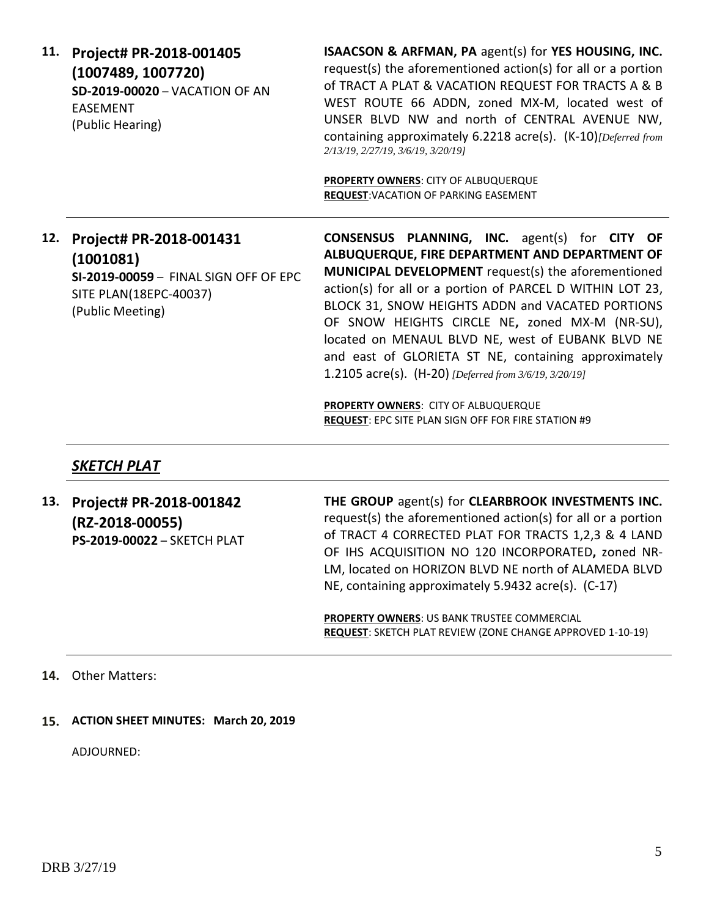**11. Project# PR-2018-001405 (1007489, 1007720)**
**SD-2019-00020** – VACATION OF AN EASEMENT
(Public Hearing)

**ISAACSON & ARFMAN, PA** agent(s) for **YES HOUSING, INC.** request(s) the aforementioned action(s) for all or a portion of TRACT A PLAT & VACATION REQUEST FOR TRACTS A & B WEST ROUTE 66 ADDN, zoned MX-M, located west of UNSER BLVD NW and north of CENTRAL AVENUE NW, containing approximately 6.2218 acre(s). (K-10)*[Deferred from 2/13/19, 2/27/19, 3/6/19, 3/20/19]*

**PROPERTY OWNERS**: CITY OF ALBUQUERQUE
**REQUEST**:VACATION OF PARKING EASEMENT

---

**12. Project# PR-2018-001431 (1001081)**
**SI-2019-00059** – FINAL SIGN OFF OF EPC SITE PLAN(18EPC-40037)
(Public Meeting)

**CONSENSUS PLANNING, INC.** agent(s) for **CITY OF ALBUQUERQUE, FIRE DEPARTMENT AND DEPARTMENT OF MUNICIPAL DEVELOPMENT** request(s) the aforementioned action(s) for all or a portion of PARCEL D WITHIN LOT 23, BLOCK 31, SNOW HEIGHTS ADDN and VACATED PORTIONS OF SNOW HEIGHTS CIRCLE NE**,** zoned MX-M (NR-SU), located on MENAUL BLVD NE, west of EUBANK BLVD NE and east of GLORIETA ST NE, containing approximately 1.2105 acre(s). (H-20) *[Deferred from 3/6/19, 3/20/19]*

**PROPERTY OWNERS**: CITY OF ALBUQUERQUE
**REQUEST**: EPC SITE PLAN SIGN OFF FOR FIRE STATION #9

---

## *SKETCH PLAT*

---

**13. Project# PR-2018-001842 (RZ-2018-00055)**
**PS-2019-00022** – SKETCH PLAT

**THE GROUP** agent(s) for **CLEARBROOK INVESTMENTS INC.** request(s) the aforementioned action(s) for all or a portion of TRACT 4 CORRECTED PLAT FOR TRACTS 1,2,3 & 4 LAND OF IHS ACQUISITION NO 120 INCORPORATED**,** zoned NR-LM, located on HORIZON BLVD NE north of ALAMEDA BLVD NE, containing approximately 5.9432 acre(s). (C-17)

**PROPERTY OWNERS**: US BANK TRUSTEE COMMERCIAL
**REQUEST**: SKETCH PLAT REVIEW (ZONE CHANGE APPROVED 1-10-19)

---

**14.** Other Matters:

**15. ACTION SHEET MINUTES: March 20, 2019**

ADJOURNED: